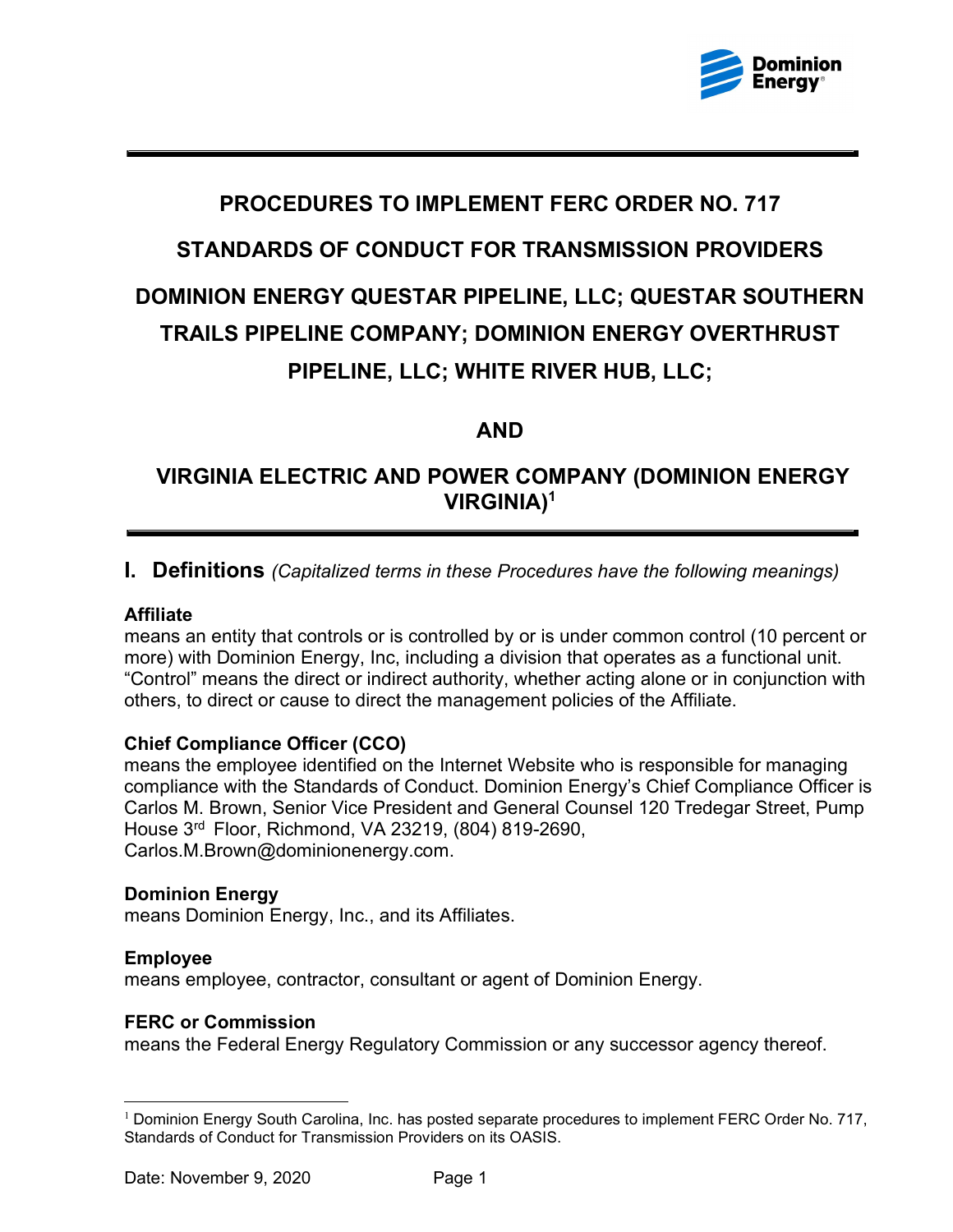# PROCEDURES TO IMPLEMENT FERC ORDER NO. 717

# STANDARDS OF CONDUCT FOR TRANSMISSION PROVIDERS

# DOMINION ENERGY QUESTAR PIPELINE, LLC; QUESTAR SOUTHERN TRAILS PIPELINE COMPANY; DOMINION ENERGY OVERTHRUST PIPELINE, LLC; WHITE RIVER HUB, LLC;

# AND

# VIRGINIA ELECTRIC AND POWER COMPANY (DOMINION ENERGY VIRGINIA)[1]

## I. Definitions *(Capitalized terms in these Procedures have the following meanings)*

**Affiliate**
means an entity that controls or is controlled by or is under common control (10 percent or more) with Dominion Energy, Inc, including a division that operates as a functional unit. "Control" means the direct or indirect authority, whether acting alone or in conjunction with others, to direct or cause to direct the management policies of the Affiliate.

**Chief Compliance Officer (CCO)**
means the employee identified on the Internet Website who is responsible for managing compliance with the Standards of Conduct. Dominion Energy's Chief Compliance Officer is Carlos M. Brown, Senior Vice President and General Counsel 120 Tredegar Street, Pump House 3rd Floor, Richmond, VA 23219, (804) 819-2690, Carlos.M.Brown@dominionenergy.com.

**Dominion Energy**
means Dominion Energy, Inc., and its Affiliates.

**Employee**
means employee, contractor, consultant or agent of Dominion Energy.

**FERC or Commission**
means the Federal Energy Regulatory Commission or any successor agency thereof.

---

[1] Dominion Energy South Carolina, Inc. has posted separate procedures to implement FERC Order No. 717, Standards of Conduct for Transmission Providers on its OASIS.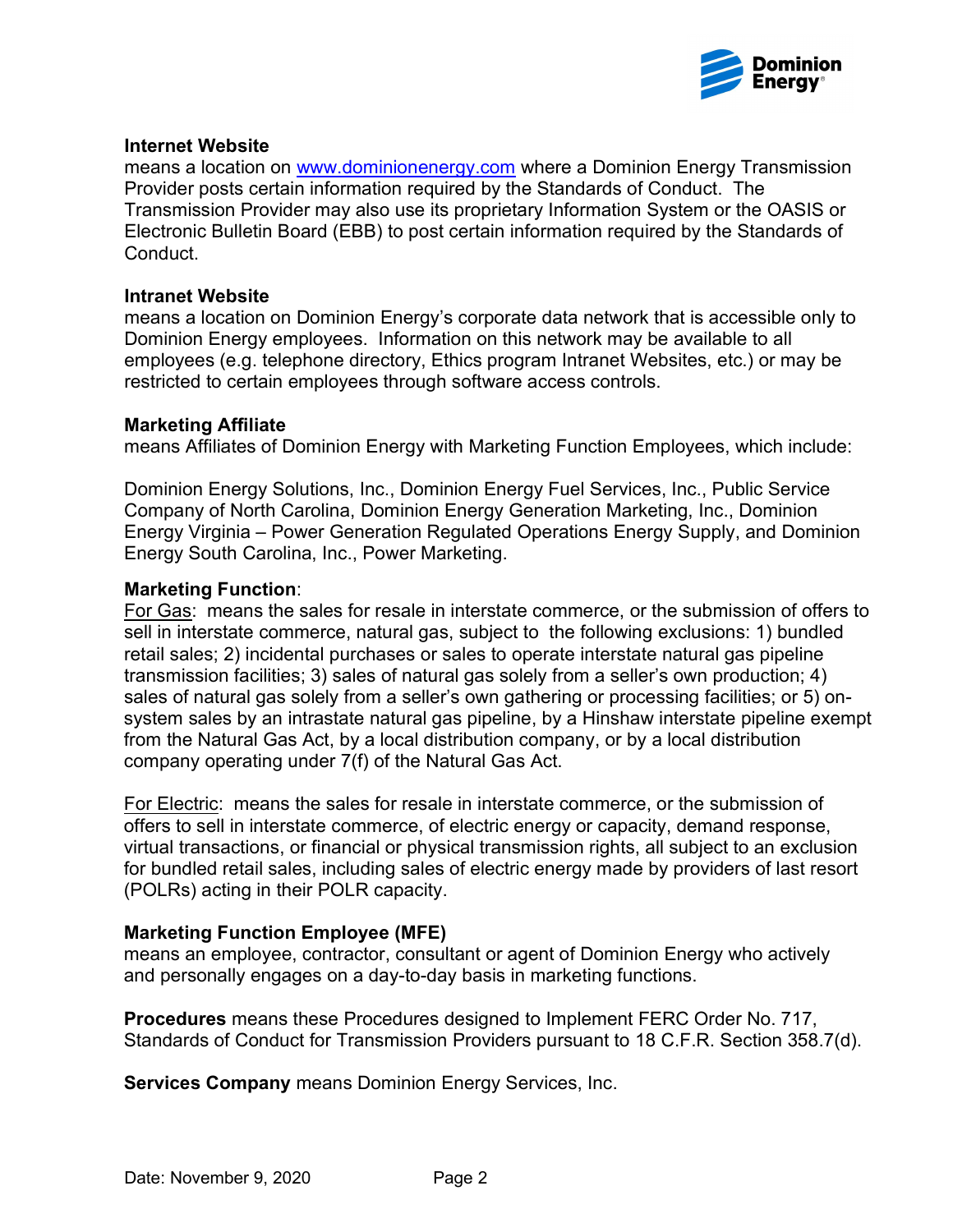**Internet Website**
means a location on [www.dominionenergy.com](http://www.dominionenergy.com) where a Dominion Energy Transmission Provider posts certain information required by the Standards of Conduct. The Transmission Provider may also use its proprietary Information System or the OASIS or Electronic Bulletin Board (EBB) to post certain information required by the Standards of Conduct.

**Intranet Website**
means a location on Dominion Energy's corporate data network that is accessible only to Dominion Energy employees. Information on this network may be available to all employees (e.g. telephone directory, Ethics program Intranet Websites, etc.) or may be restricted to certain employees through software access controls.

**Marketing Affiliate**
means Affiliates of Dominion Energy with Marketing Function Employees, which include:

Dominion Energy Solutions, Inc., Dominion Energy Fuel Services, Inc., Public Service Company of North Carolina, Dominion Energy Generation Marketing, Inc., Dominion Energy Virginia – Power Generation Regulated Operations Energy Supply, and Dominion Energy South Carolina, Inc., Power Marketing.

**Marketing Function**:
For Gas: means the sales for resale in interstate commerce, or the submission of offers to sell in interstate commerce, natural gas, subject to the following exclusions: 1) bundled retail sales; 2) incidental purchases or sales to operate interstate natural gas pipeline transmission facilities; 3) sales of natural gas solely from a seller's own production; 4) sales of natural gas solely from a seller's own gathering or processing facilities; or 5) on-system sales by an intrastate natural gas pipeline, by a Hinshaw interstate pipeline exempt from the Natural Gas Act, by a local distribution company, or by a local distribution company operating under 7(f) of the Natural Gas Act.

For Electric: means the sales for resale in interstate commerce, or the submission of offers to sell in interstate commerce, of electric energy or capacity, demand response, virtual transactions, or financial or physical transmission rights, all subject to an exclusion for bundled retail sales, including sales of electric energy made by providers of last resort (POLRs) acting in their POLR capacity.

**Marketing Function Employee (MFE)**
means an employee, contractor, consultant or agent of Dominion Energy who actively and personally engages on a day-to-day basis in marketing functions.

**Procedures** means these Procedures designed to Implement FERC Order No. 717, Standards of Conduct for Transmission Providers pursuant to 18 C.F.R. Section 358.7(d).

**Services Company** means Dominion Energy Services, Inc.

Date: November 9, 2020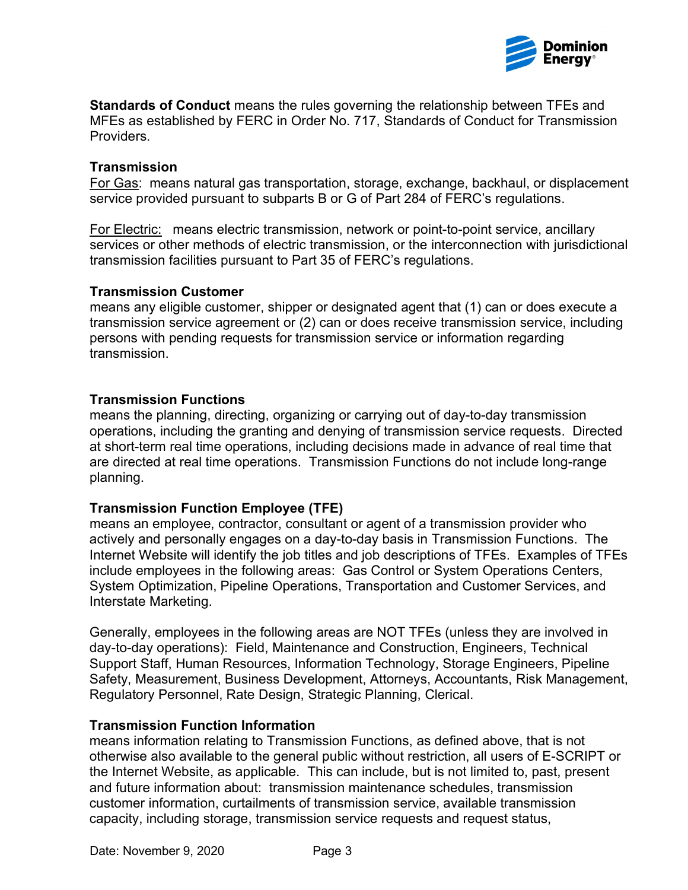**Standards of Conduct** means the rules governing the relationship between TFEs and MFEs as established by FERC in Order No. 717, Standards of Conduct for Transmission Providers.

**Transmission**

For Gas: means natural gas transportation, storage, exchange, backhaul, or displacement service provided pursuant to subparts B or G of Part 284 of FERC's regulations.

For Electric: means electric transmission, network or point-to-point service, ancillary services or other methods of electric transmission, or the interconnection with jurisdictional transmission facilities pursuant to Part 35 of FERC's regulations.

**Transmission Customer**

means any eligible customer, shipper or designated agent that (1) can or does execute a transmission service agreement or (2) can or does receive transmission service, including persons with pending requests for transmission service or information regarding transmission.

**Transmission Functions**

means the planning, directing, organizing or carrying out of day-to-day transmission operations, including the granting and denying of transmission service requests. Directed at short-term real time operations, including decisions made in advance of real time that are directed at real time operations. Transmission Functions do not include long-range planning.

**Transmission Function Employee (TFE)**

means an employee, contractor, consultant or agent of a transmission provider who actively and personally engages on a day-to-day basis in Transmission Functions. The Internet Website will identify the job titles and job descriptions of TFEs. Examples of TFEs include employees in the following areas: Gas Control or System Operations Centers, System Optimization, Pipeline Operations, Transportation and Customer Services, and Interstate Marketing.

Generally, employees in the following areas are NOT TFEs (unless they are involved in day-to-day operations): Field, Maintenance and Construction, Engineers, Technical Support Staff, Human Resources, Information Technology, Storage Engineers, Pipeline Safety, Measurement, Business Development, Attorneys, Accountants, Risk Management, Regulatory Personnel, Rate Design, Strategic Planning, Clerical.

**Transmission Function Information**

means information relating to Transmission Functions, as defined above, that is not otherwise also available to the general public without restriction, all users of E-SCRIPT or the Internet Website, as applicable. This can include, but is not limited to, past, present and future information about: transmission maintenance schedules, transmission customer information, curtailments of transmission service, available transmission capacity, including storage, transmission service requests and request status,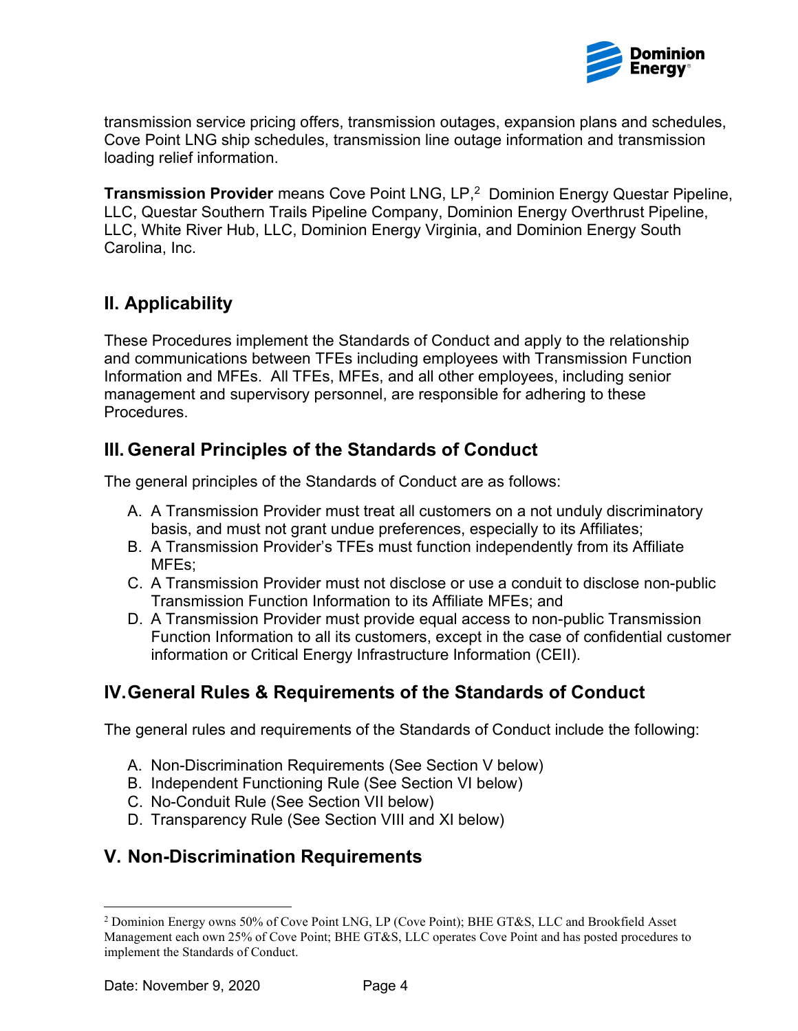transmission service pricing offers, transmission outages, expansion plans and schedules, Cove Point LNG ship schedules, transmission line outage information and transmission loading relief information.

**Transmission Provider** means Cove Point LNG, LP,[2] Dominion Energy Questar Pipeline, LLC, Questar Southern Trails Pipeline Company, Dominion Energy Overthrust Pipeline, LLC, White River Hub, LLC, Dominion Energy Virginia, and Dominion Energy South Carolina, Inc.

## II. Applicability

These Procedures implement the Standards of Conduct and apply to the relationship and communications between TFEs including employees with Transmission Function Information and MFEs. All TFEs, MFEs, and all other employees, including senior management and supervisory personnel, are responsible for adhering to these Procedures.

## III. General Principles of the Standards of Conduct

The general principles of the Standards of Conduct are as follows:

A. A Transmission Provider must treat all customers on a not unduly discriminatory basis, and must not grant undue preferences, especially to its Affiliates;
B. A Transmission Provider's TFEs must function independently from its Affiliate MFEs;
C. A Transmission Provider must not disclose or use a conduit to disclose non-public Transmission Function Information to its Affiliate MFEs; and
D. A Transmission Provider must provide equal access to non-public Transmission Function Information to all its customers, except in the case of confidential customer information or Critical Energy Infrastructure Information (CEII).

## IV. General Rules & Requirements of the Standards of Conduct

The general rules and requirements of the Standards of Conduct include the following:

A. Non-Discrimination Requirements (See Section V below)
B. Independent Functioning Rule (See Section VI below)
C. No-Conduit Rule (See Section VII below)
D. Transparency Rule (See Section VIII and XI below)

## V. Non-Discrimination Requirements

---

[2] Dominion Energy owns 50% of Cove Point LNG, LP (Cove Point); BHE GT&S, LLC and Brookfield Asset Management each own 25% of Cove Point; BHE GT&S, LLC operates Cove Point and has posted procedures to implement the Standards of Conduct.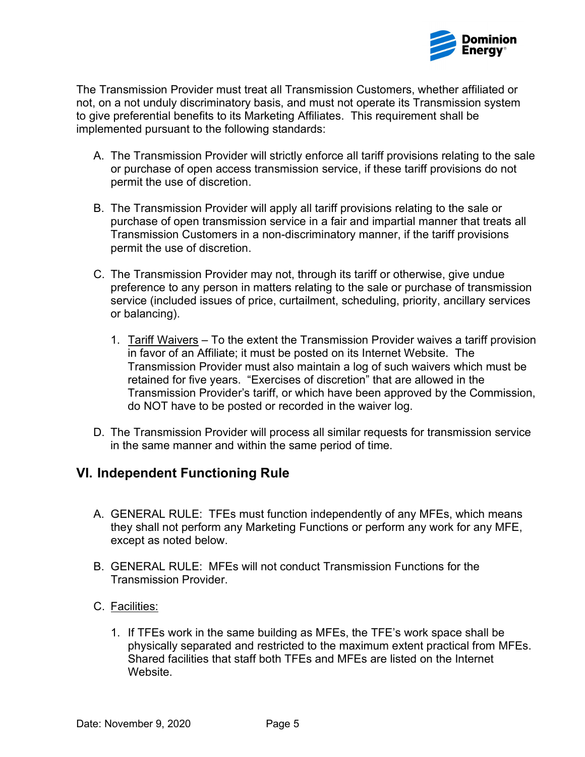The Transmission Provider must treat all Transmission Customers, whether affiliated or not, on a not unduly discriminatory basis, and must not operate its Transmission system to give preferential benefits to its Marketing Affiliates. This requirement shall be implemented pursuant to the following standards:

A. The Transmission Provider will strictly enforce all tariff provisions relating to the sale or purchase of open access transmission service, if these tariff provisions do not permit the use of discretion.

B. The Transmission Provider will apply all tariff provisions relating to the sale or purchase of open transmission service in a fair and impartial manner that treats all Transmission Customers in a non-discriminatory manner, if the tariff provisions permit the use of discretion.

C. The Transmission Provider may not, through its tariff or otherwise, give undue preference to any person in matters relating to the sale or purchase of transmission service (included issues of price, curtailment, scheduling, priority, ancillary services or balancing).

   1. Tariff Waivers – To the extent the Transmission Provider waives a tariff provision in favor of an Affiliate; it must be posted on its Internet Website. The Transmission Provider must also maintain a log of such waivers which must be retained for five years. "Exercises of discretion" that are allowed in the Transmission Provider's tariff, or which have been approved by the Commission, do NOT have to be posted or recorded in the waiver log.

D. The Transmission Provider will process all similar requests for transmission service in the same manner and within the same period of time.

## VI. Independent Functioning Rule

A. GENERAL RULE: TFEs must function independently of any MFEs, which means they shall not perform any Marketing Functions or perform any work for any MFE, except as noted below.

B. GENERAL RULE: MFEs will not conduct Transmission Functions for the Transmission Provider.

C. Facilities:

   1. If TFEs work in the same building as MFEs, the TFE's work space shall be physically separated and restricted to the maximum extent practical from MFEs. Shared facilities that staff both TFEs and MFEs are listed on the Internet Website.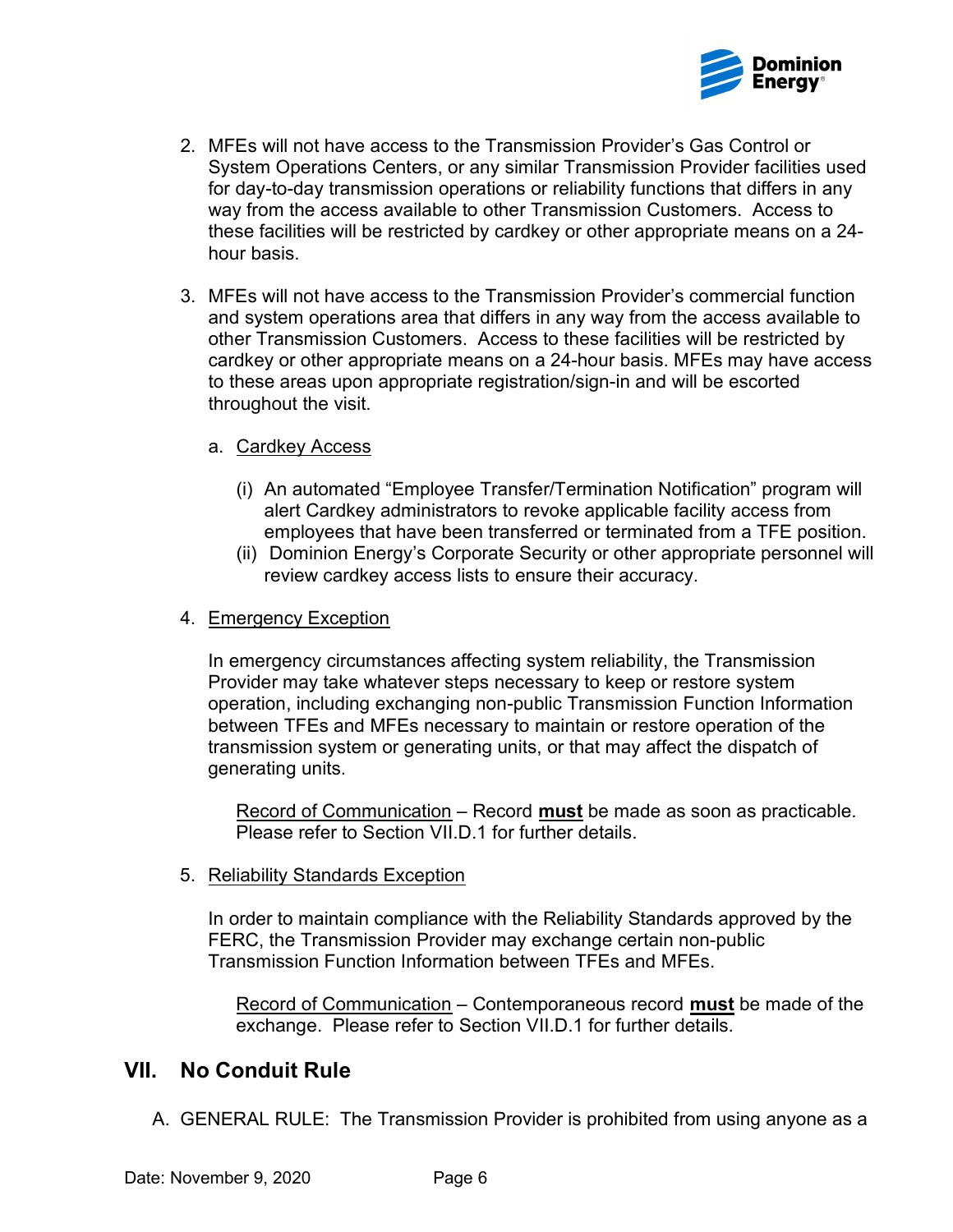2. MFEs will not have access to the Transmission Provider's Gas Control or System Operations Centers, or any similar Transmission Provider facilities used for day-to-day transmission operations or reliability functions that differs in any way from the access available to other Transmission Customers. Access to these facilities will be restricted by cardkey or other appropriate means on a 24-hour basis.

3. MFEs will not have access to the Transmission Provider's commercial function and system operations area that differs in any way from the access available to other Transmission Customers. Access to these facilities will be restricted by cardkey or other appropriate means on a 24-hour basis. MFEs may have access to these areas upon appropriate registration/sign-in and will be escorted throughout the visit.

   a. <u>Cardkey Access</u>

      (i) An automated "Employee Transfer/Termination Notification" program will alert Cardkey administrators to revoke applicable facility access from employees that have been transferred or terminated from a TFE position.

      (ii) Dominion Energy's Corporate Security or other appropriate personnel will review cardkey access lists to ensure their accuracy.

4. <u>Emergency Exception</u>

   In emergency circumstances affecting system reliability, the Transmission Provider may take whatever steps necessary to keep or restore system operation, including exchanging non-public Transmission Function Information between TFEs and MFEs necessary to maintain or restore operation of the transmission system or generating units, or that may affect the dispatch of generating units.

   <u>Record of Communication</u> – Record <u>**must**</u> be made as soon as practicable. Please refer to Section VII.D.1 for further details.

5. <u>Reliability Standards Exception</u>

   In order to maintain compliance with the Reliability Standards approved by the FERC, the Transmission Provider may exchange certain non-public Transmission Function Information between TFEs and MFEs.

   <u>Record of Communication</u> – Contemporaneous record <u>**must**</u> be made of the exchange. Please refer to Section VII.D.1 for further details.

## VII. No Conduit Rule

A. GENERAL RULE: The Transmission Provider is prohibited from using anyone as a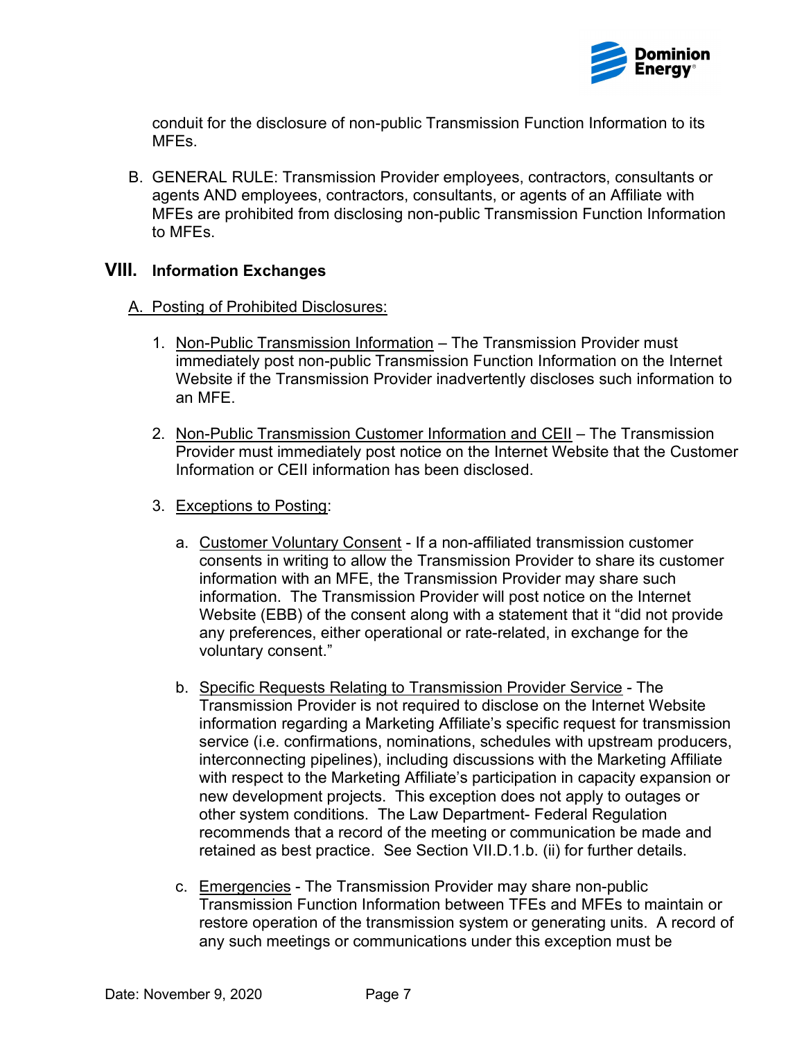conduit for the disclosure of non-public Transmission Function Information to its MFEs.

B. GENERAL RULE: Transmission Provider employees, contractors, consultants or agents AND employees, contractors, consultants, or agents of an Affiliate with MFEs are prohibited from disclosing non-public Transmission Function Information to MFEs.

## VIII. Information Exchanges

A. Posting of Prohibited Disclosures:

1. Non-Public Transmission Information – The Transmission Provider must immediately post non-public Transmission Function Information on the Internet Website if the Transmission Provider inadvertently discloses such information to an MFE.

2. Non-Public Transmission Customer Information and CEII – The Transmission Provider must immediately post notice on the Internet Website that the Customer Information or CEII information has been disclosed.

3. Exceptions to Posting:

   a. Customer Voluntary Consent - If a non-affiliated transmission customer consents in writing to allow the Transmission Provider to share its customer information with an MFE, the Transmission Provider may share such information. The Transmission Provider will post notice on the Internet Website (EBB) of the consent along with a statement that it "did not provide any preferences, either operational or rate-related, in exchange for the voluntary consent."

   b. Specific Requests Relating to Transmission Provider Service - The Transmission Provider is not required to disclose on the Internet Website information regarding a Marketing Affiliate's specific request for transmission service (i.e. confirmations, nominations, schedules with upstream producers, interconnecting pipelines), including discussions with the Marketing Affiliate with respect to the Marketing Affiliate's participation in capacity expansion or new development projects. This exception does not apply to outages or other system conditions. The Law Department- Federal Regulation recommends that a record of the meeting or communication be made and retained as best practice. See Section VII.D.1.b. (ii) for further details.

   c. Emergencies - The Transmission Provider may share non-public Transmission Function Information between TFEs and MFEs to maintain or restore operation of the transmission system or generating units. A record of any such meetings or communications under this exception must be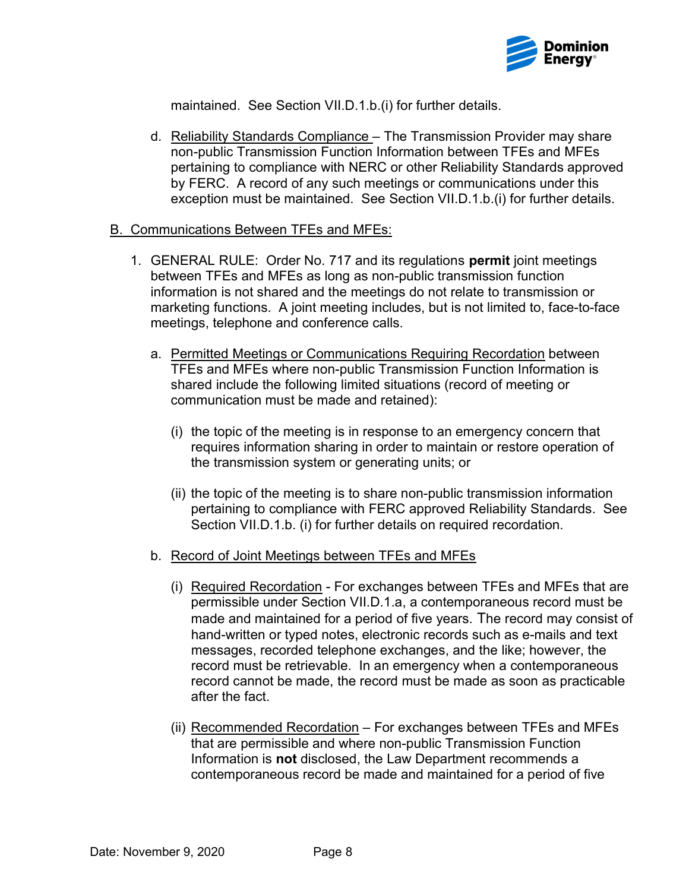maintained. See Section VII.D.1.b.(i) for further details.

d. Reliability Standards Compliance – The Transmission Provider may share non-public Transmission Function Information between TFEs and MFEs pertaining to compliance with NERC or other Reliability Standards approved by FERC. A record of any such meetings or communications under this exception must be maintained. See Section VII.D.1.b.(i) for further details.

B. Communications Between TFEs and MFEs:

1. GENERAL RULE: Order No. 717 and its regulations **permit** joint meetings between TFEs and MFEs as long as non-public transmission function information is not shared and the meetings do not relate to transmission or marketing functions. A joint meeting includes, but is not limited to, face-to-face meetings, telephone and conference calls.

   a. Permitted Meetings or Communications Requiring Recordation between TFEs and MFEs where non-public Transmission Function Information is shared include the following limited situations (record of meeting or communication must be made and retained):

      (i) the topic of the meeting is in response to an emergency concern that requires information sharing in order to maintain or restore operation of the transmission system or generating units; or

      (ii) the topic of the meeting is to share non-public transmission information pertaining to compliance with FERC approved Reliability Standards. See Section VII.D.1.b. (i) for further details on required recordation.

   b. Record of Joint Meetings between TFEs and MFEs

      (i) Required Recordation - For exchanges between TFEs and MFEs that are permissible under Section VII.D.1.a, a contemporaneous record must be made and maintained for a period of five years. The record may consist of hand-written or typed notes, electronic records such as e-mails and text messages, recorded telephone exchanges, and the like; however, the record must be retrievable. In an emergency when a contemporaneous record cannot be made, the record must be made as soon as practicable after the fact.

      (ii) Recommended Recordation – For exchanges between TFEs and MFEs that are permissible and where non-public Transmission Function Information is **not** disclosed, the Law Department recommends a contemporaneous record be made and maintained for a period of five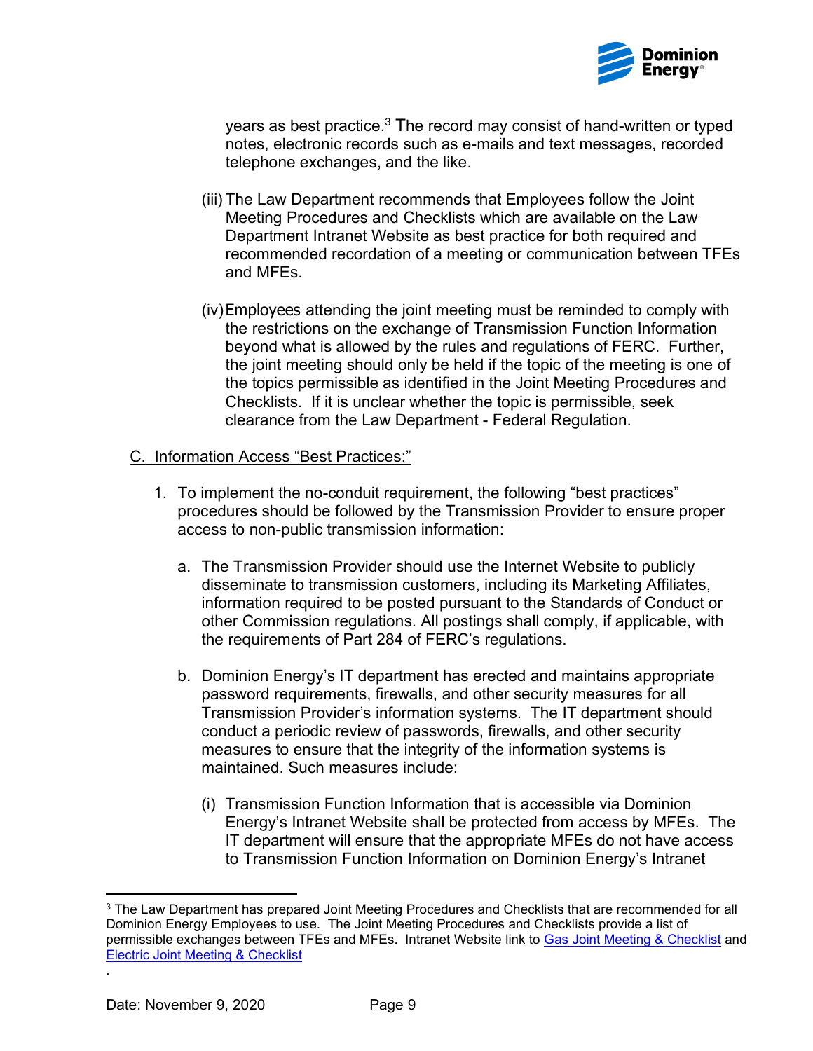years as best practice.[3] The record may consist of hand-written or typed notes, electronic records such as e-mails and text messages, recorded telephone exchanges, and the like.

(iii) The Law Department recommends that Employees follow the Joint Meeting Procedures and Checklists which are available on the Law Department Intranet Website as best practice for both required and recommended recordation of a meeting or communication between TFEs and MFEs.

(iv) Employees attending the joint meeting must be reminded to comply with the restrictions on the exchange of Transmission Function Information beyond what is allowed by the rules and regulations of FERC. Further, the joint meeting should only be held if the topic of the meeting is one of the topics permissible as identified in the Joint Meeting Procedures and Checklists. If it is unclear whether the topic is permissible, seek clearance from the Law Department - Federal Regulation.

C. <u>Information Access "Best Practices:"</u>

1. To implement the no-conduit requirement, the following "best practices" procedures should be followed by the Transmission Provider to ensure proper access to non-public transmission information:

   a. The Transmission Provider should use the Internet Website to publicly disseminate to transmission customers, including its Marketing Affiliates, information required to be posted pursuant to the Standards of Conduct or other Commission regulations. All postings shall comply, if applicable, with the requirements of Part 284 of FERC's regulations.

   b. Dominion Energy's IT department has erected and maintains appropriate password requirements, firewalls, and other security measures for all Transmission Provider's information systems. The IT department should conduct a periodic review of passwords, firewalls, and other security measures to ensure that the integrity of the information systems is maintained. Such measures include:

      (i) Transmission Function Information that is accessible via Dominion Energy's Intranet Website shall be protected from access by MFEs. The IT department will ensure that the appropriate MFEs do not have access to Transmission Function Information on Dominion Energy's Intranet

---

[3] The Law Department has prepared Joint Meeting Procedures and Checklists that are recommended for all Dominion Energy Employees to use. The Joint Meeting Procedures and Checklists provide a list of permissible exchanges between TFEs and MFEs. Intranet Website link to Gas Joint Meeting & Checklist and Electric Joint Meeting & Checklist

.

Date: November 9, 2020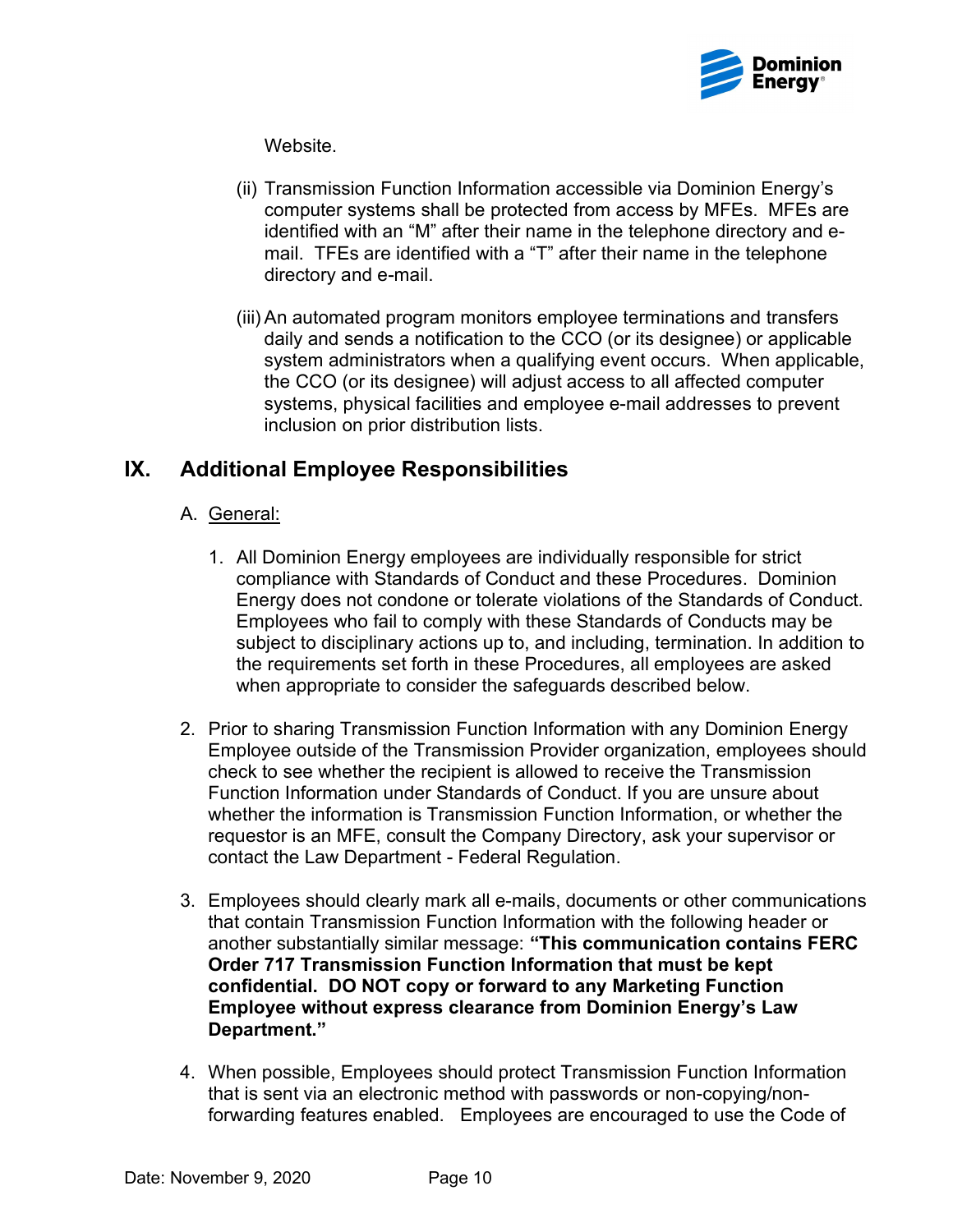Website.

(ii) Transmission Function Information accessible via Dominion Energy's computer systems shall be protected from access by MFEs. MFEs are identified with an "M" after their name in the telephone directory and e-mail. TFEs are identified with a "T" after their name in the telephone directory and e-mail.

(iii) An automated program monitors employee terminations and transfers daily and sends a notification to the CCO (or its designee) or applicable system administrators when a qualifying event occurs. When applicable, the CCO (or its designee) will adjust access to all affected computer systems, physical facilities and employee e-mail addresses to prevent inclusion on prior distribution lists.

## IX. Additional Employee Responsibilities

A. <u>General:</u>

1. All Dominion Energy employees are individually responsible for strict compliance with Standards of Conduct and these Procedures. Dominion Energy does not condone or tolerate violations of the Standards of Conduct. Employees who fail to comply with these Standards of Conducts may be subject to disciplinary actions up to, and including, termination. In addition to the requirements set forth in these Procedures, all employees are asked when appropriate to consider the safeguards described below.

2. Prior to sharing Transmission Function Information with any Dominion Energy Employee outside of the Transmission Provider organization, employees should check to see whether the recipient is allowed to receive the Transmission Function Information under Standards of Conduct. If you are unsure about whether the information is Transmission Function Information, or whether the requestor is an MFE, consult the Company Directory, ask your supervisor or contact the Law Department - Federal Regulation.

3. Employees should clearly mark all e-mails, documents or other communications that contain Transmission Function Information with the following header or another substantially similar message: **"This communication contains FERC Order 717 Transmission Function Information that must be kept confidential. DO NOT copy or forward to any Marketing Function Employee without express clearance from Dominion Energy's Law Department."**

4. When possible, Employees should protect Transmission Function Information that is sent via an electronic method with passwords or non-copying/non-forwarding features enabled. Employees are encouraged to use the Code of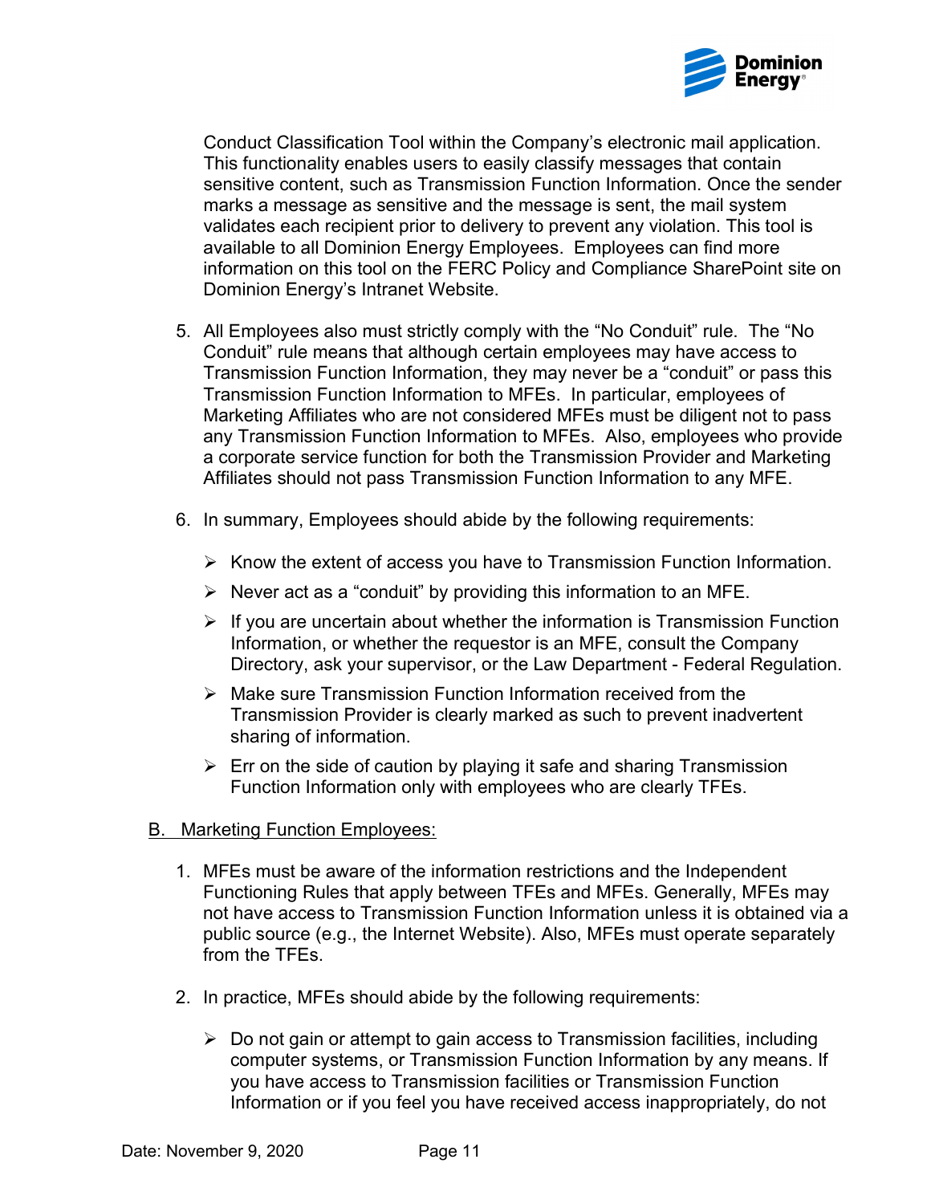Conduct Classification Tool within the Company's electronic mail application. This functionality enables users to easily classify messages that contain sensitive content, such as Transmission Function Information. Once the sender marks a message as sensitive and the message is sent, the mail system validates each recipient prior to delivery to prevent any violation. This tool is available to all Dominion Energy Employees. Employees can find more information on this tool on the FERC Policy and Compliance SharePoint site on Dominion Energy's Intranet Website.

5. All Employees also must strictly comply with the "No Conduit" rule. The "No Conduit" rule means that although certain employees may have access to Transmission Function Information, they may never be a "conduit" or pass this Transmission Function Information to MFEs. In particular, employees of Marketing Affiliates who are not considered MFEs must be diligent not to pass any Transmission Function Information to MFEs. Also, employees who provide a corporate service function for both the Transmission Provider and Marketing Affiliates should not pass Transmission Function Information to any MFE.

6. In summary, Employees should abide by the following requirements:

   - Know the extent of access you have to Transmission Function Information.
   - Never act as a "conduit" by providing this information to an MFE.
   - If you are uncertain about whether the information is Transmission Function Information, or whether the requestor is an MFE, consult the Company Directory, ask your supervisor, or the Law Department - Federal Regulation.
   - Make sure Transmission Function Information received from the Transmission Provider is clearly marked as such to prevent inadvertent sharing of information.
   - Err on the side of caution by playing it safe and sharing Transmission Function Information only with employees who are clearly TFEs.

B. Marketing Function Employees:

1. MFEs must be aware of the information restrictions and the Independent Functioning Rules that apply between TFEs and MFEs. Generally, MFEs may not have access to Transmission Function Information unless it is obtained via a public source (e.g., the Internet Website). Also, MFEs must operate separately from the TFEs.

2. In practice, MFEs should abide by the following requirements:

   - Do not gain or attempt to gain access to Transmission facilities, including computer systems, or Transmission Function Information by any means. If you have access to Transmission facilities or Transmission Function Information or if you feel you have received access inappropriately, do not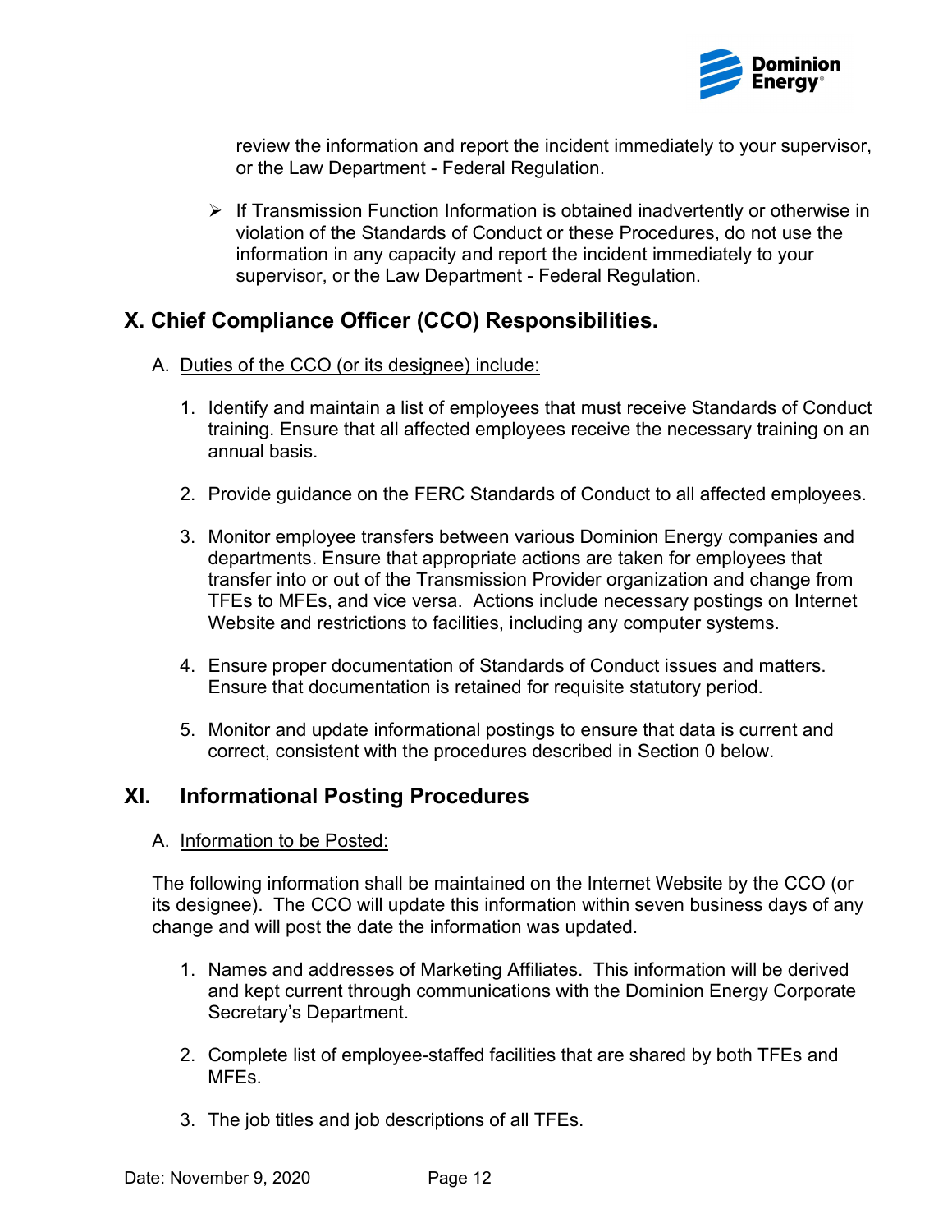review the information and report the incident immediately to your supervisor, or the Law Department - Federal Regulation.

- If Transmission Function Information is obtained inadvertently or otherwise in violation of the Standards of Conduct or these Procedures, do not use the information in any capacity and report the incident immediately to your supervisor, or the Law Department - Federal Regulation.

## X. Chief Compliance Officer (CCO) Responsibilities.

A. Duties of the CCO (or its designee) include:

1. Identify and maintain a list of employees that must receive Standards of Conduct training. Ensure that all affected employees receive the necessary training on an annual basis.

2. Provide guidance on the FERC Standards of Conduct to all affected employees.

3. Monitor employee transfers between various Dominion Energy companies and departments. Ensure that appropriate actions are taken for employees that transfer into or out of the Transmission Provider organization and change from TFEs to MFEs, and vice versa. Actions include necessary postings on Internet Website and restrictions to facilities, including any computer systems.

4. Ensure proper documentation of Standards of Conduct issues and matters. Ensure that documentation is retained for requisite statutory period.

5. Monitor and update informational postings to ensure that data is current and correct, consistent with the procedures described in Section 0 below.

## XI. Informational Posting Procedures

A. Information to be Posted:

The following information shall be maintained on the Internet Website by the CCO (or its designee). The CCO will update this information within seven business days of any change and will post the date the information was updated.

1. Names and addresses of Marketing Affiliates. This information will be derived and kept current through communications with the Dominion Energy Corporate Secretary's Department.

2. Complete list of employee-staffed facilities that are shared by both TFEs and MFEs.

3. The job titles and job descriptions of all TFEs.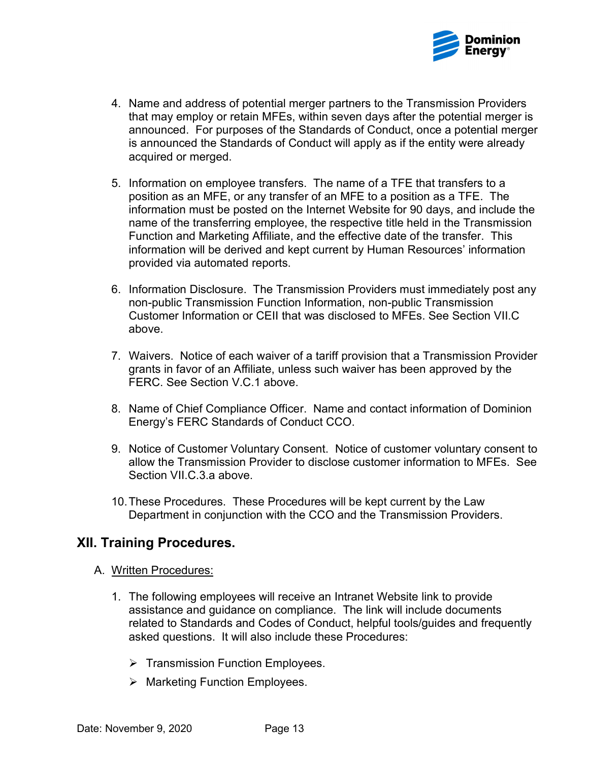4. Name and address of potential merger partners to the Transmission Providers that may employ or retain MFEs, within seven days after the potential merger is announced. For purposes of the Standards of Conduct, once a potential merger is announced the Standards of Conduct will apply as if the entity were already acquired or merged.

5. Information on employee transfers. The name of a TFE that transfers to a position as an MFE, or any transfer of an MFE to a position as a TFE. The information must be posted on the Internet Website for 90 days, and include the name of the transferring employee, the respective title held in the Transmission Function and Marketing Affiliate, and the effective date of the transfer. This information will be derived and kept current by Human Resources' information provided via automated reports.

6. Information Disclosure. The Transmission Providers must immediately post any non-public Transmission Function Information, non-public Transmission Customer Information or CEII that was disclosed to MFEs. See Section VII.C above.

7. Waivers. Notice of each waiver of a tariff provision that a Transmission Provider grants in favor of an Affiliate, unless such waiver has been approved by the FERC. See Section V.C.1 above.

8. Name of Chief Compliance Officer. Name and contact information of Dominion Energy's FERC Standards of Conduct CCO.

9. Notice of Customer Voluntary Consent. Notice of customer voluntary consent to allow the Transmission Provider to disclose customer information to MFEs. See Section VII.C.3.a above.

10. These Procedures. These Procedures will be kept current by the Law Department in conjunction with the CCO and the Transmission Providers.

## XII. Training Procedures.

A. <u>Written Procedures:</u>

1. The following employees will receive an Intranet Website link to provide assistance and guidance on compliance. The link will include documents related to Standards and Codes of Conduct, helpful tools/guides and frequently asked questions. It will also include these Procedures:

   - Transmission Function Employees.
   - Marketing Function Employees.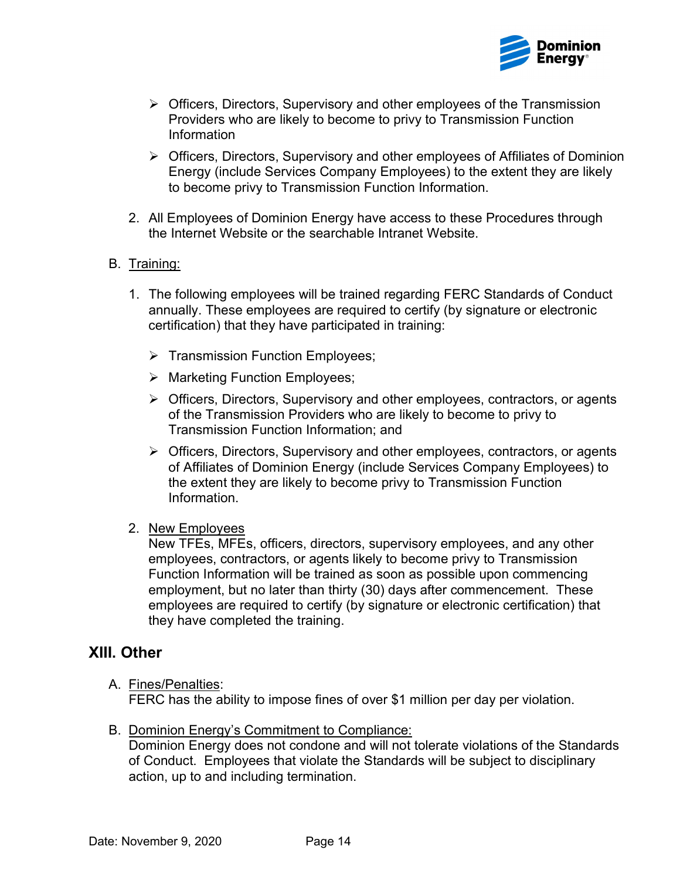- Officers, Directors, Supervisory and other employees of the Transmission Providers who are likely to become to privy to Transmission Function Information
- Officers, Directors, Supervisory and other employees of Affiliates of Dominion Energy (include Services Company Employees) to the extent they are likely to become privy to Transmission Function Information.

2. All Employees of Dominion Energy have access to these Procedures through the Internet Website or the searchable Intranet Website.

B. Training:

1. The following employees will be trained regarding FERC Standards of Conduct annually. These employees are required to certify (by signature or electronic certification) that they have participated in training:

   - Transmission Function Employees;
   - Marketing Function Employees;
   - Officers, Directors, Supervisory and other employees, contractors, or agents of the Transmission Providers who are likely to become to privy to Transmission Function Information; and
   - Officers, Directors, Supervisory and other employees, contractors, or agents of Affiliates of Dominion Energy (include Services Company Employees) to the extent they are likely to become privy to Transmission Function Information.

2. New Employees
   New TFEs, MFEs, officers, directors, supervisory employees, and any other employees, contractors, or agents likely to become privy to Transmission Function Information will be trained as soon as possible upon commencing employment, but no later than thirty (30) days after commencement. These employees are required to certify (by signature or electronic certification) that they have completed the training.

## XIII. Other

A. Fines/Penalties:
FERC has the ability to impose fines of over $1 million per day per violation.

B. Dominion Energy's Commitment to Compliance:
Dominion Energy does not condone and will not tolerate violations of the Standards of Conduct. Employees that violate the Standards will be subject to disciplinary action, up to and including termination.

Date: November 9, 2020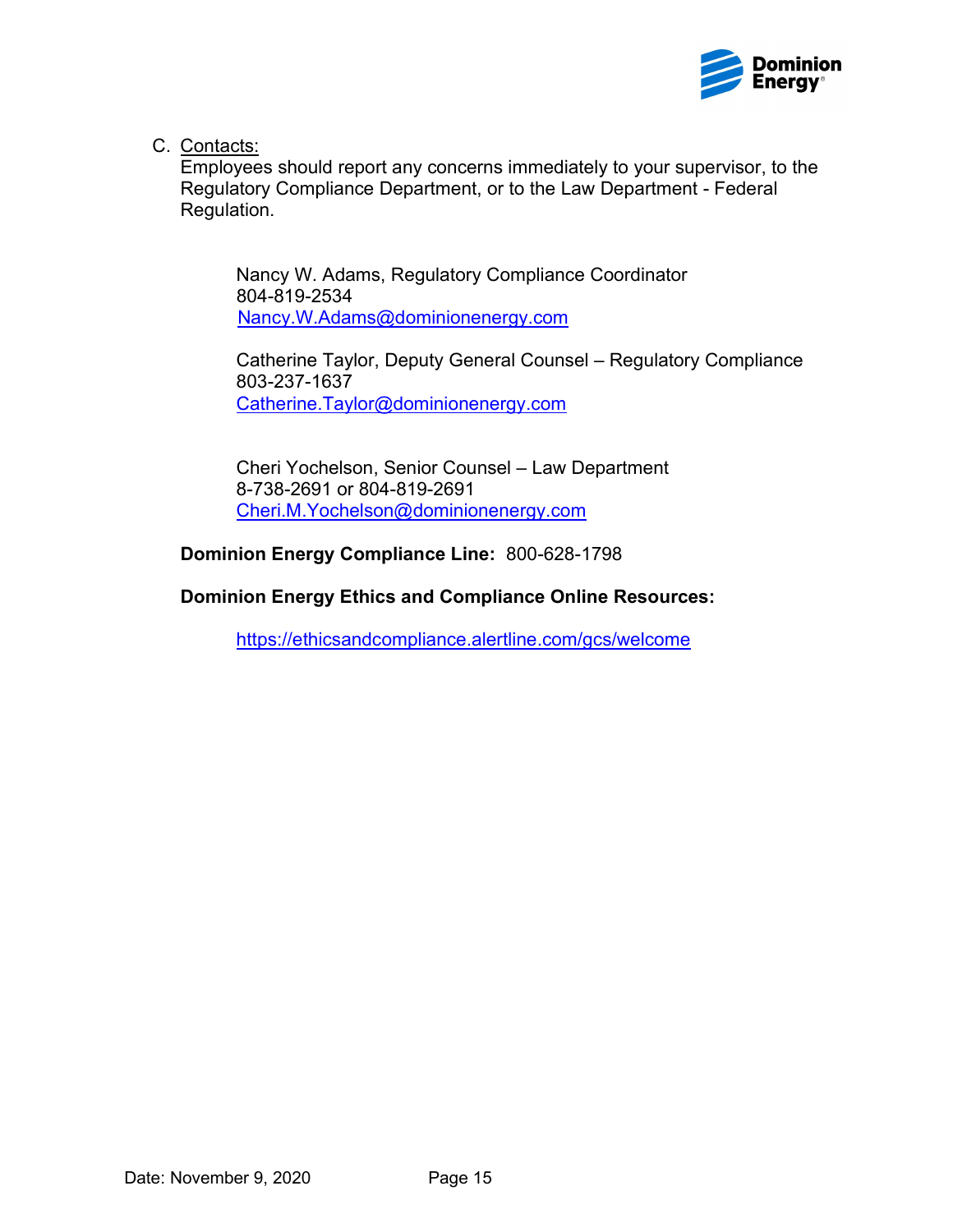C. Contacts:

Employees should report any concerns immediately to your supervisor, to the Regulatory Compliance Department, or to the Law Department - Federal Regulation.

Nancy W. Adams, Regulatory Compliance Coordinator
804-819-2534
Nancy.W.Adams@dominionenergy.com

Catherine Taylor, Deputy General Counsel – Regulatory Compliance
803-237-1637
Catherine.Taylor@dominionenergy.com

Cheri Yochelson, Senior Counsel – Law Department
8-738-2691 or 804-819-2691
Cheri.M.Yochelson@dominionenergy.com

**Dominion Energy Compliance Line:** 800-628-1798

**Dominion Energy Ethics and Compliance Online Resources:**

https://ethicsandcompliance.alertline.com/gcs/welcome

Date: November 9, 2020